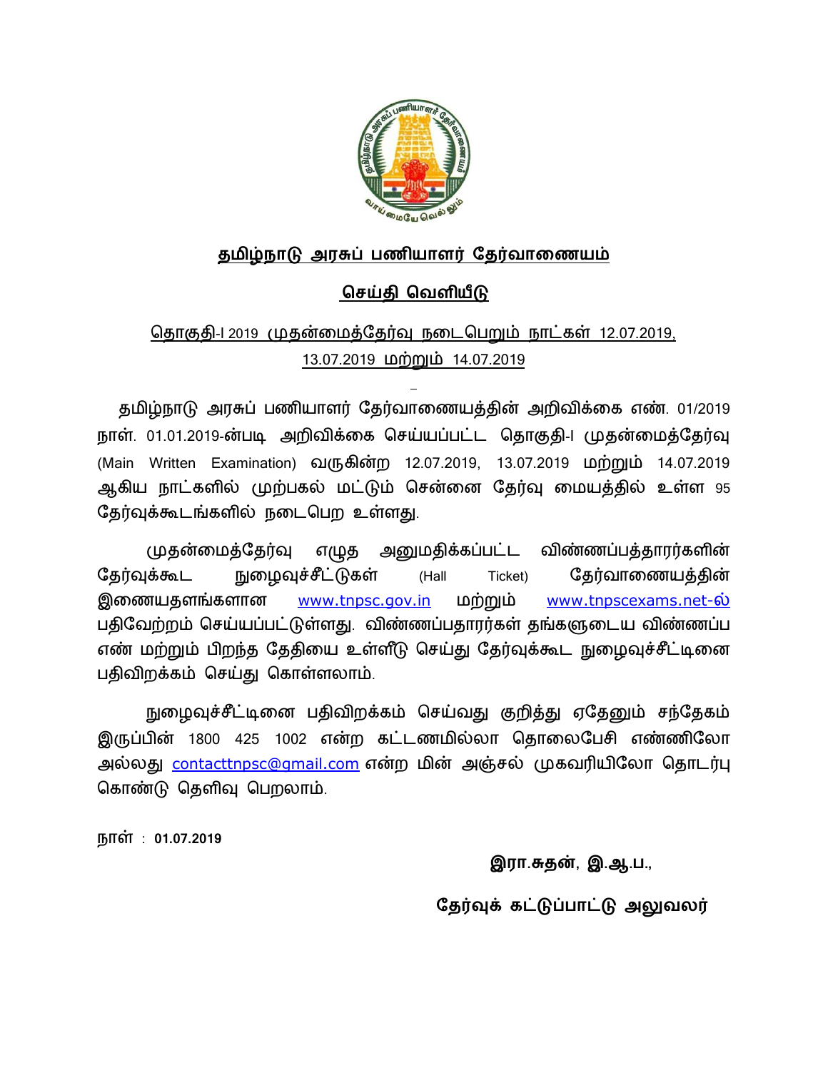# தமிழ்நாடு அரசுப் பணியாளர் தேர்வாணையம்

## செய்தி வெளியீடு

### தொகுதி-I 2019 முதன்மைத்தேர்வு நடைபெறும் நாட்கள் 12.07.2019, 13.07.2019 மற்றும் 14.07.2019

தமிழ்நாடு அரசுப் பணியாளர் தேர்வாணையத்தின் அறிவிக்கை எண். 01/2019 நாள். 01.01.2019-ன்படி அறிவிக்கை செய்யப்பட்ட தொகுதி-I முதன்மைத்தேர்வு (Main Written Examination) வருகின்ற 12.07.2019, 13.07.2019 மற்றும் 14.07.2019 ஆகிய நாட்களில் முற்பகல் மட்டும் சென்னை தேர்வு மையத்தில் உள்ள 95 தேர்வுக்கூடங்களில் நடைபெற உள்ளது.

முதன்மைத்தேர்வு எழுத அனுமதிக்கப்பட்ட விண்ணப்பத்தாரர்களின் தேர்வுக்கூட நுழைவுச்சீட்டுகள் (Hall Ticket) தேர்வாணையத்தின் இணையதளங்களான www.tnpsc.gov.in மற்றும் www.tnpscexams.net-ல் பதிவேற்றம் செய்யப்பட்டுள்ளது. விண்ணப்பதாரர்கள் தங்களுடைய விண்ணப்ப எண் மற்றும் பிறந்த தேதியை உள்ளீடு செய்து தேர்வுக்கூட நுழைவுச்சீட்டினை பதிவிறக்கம் செய்து கொள்ளலாம்.

நுழைவுச்சீட்டினை பதிவிறக்கம் செய்வது குறித்து ஏதேனும் சந்தேகம் இருப்பின் 1800 425 1002 என்ற கட்டணமில்லா தொலைபேசி எண்ணிலோ அல்லது contacttnpsc@gmail.com என்ற மின் அஞ்சல் முகவரியிலோ தொடர்பு கொண்டு தெளிவு பெறலாம்.

நாள் : **01.07.2019**

**இரா.சுதன், இ.ஆ.ப.,**

**தேர்வுக் கட்டுப்பாட்டு அலுவலர்**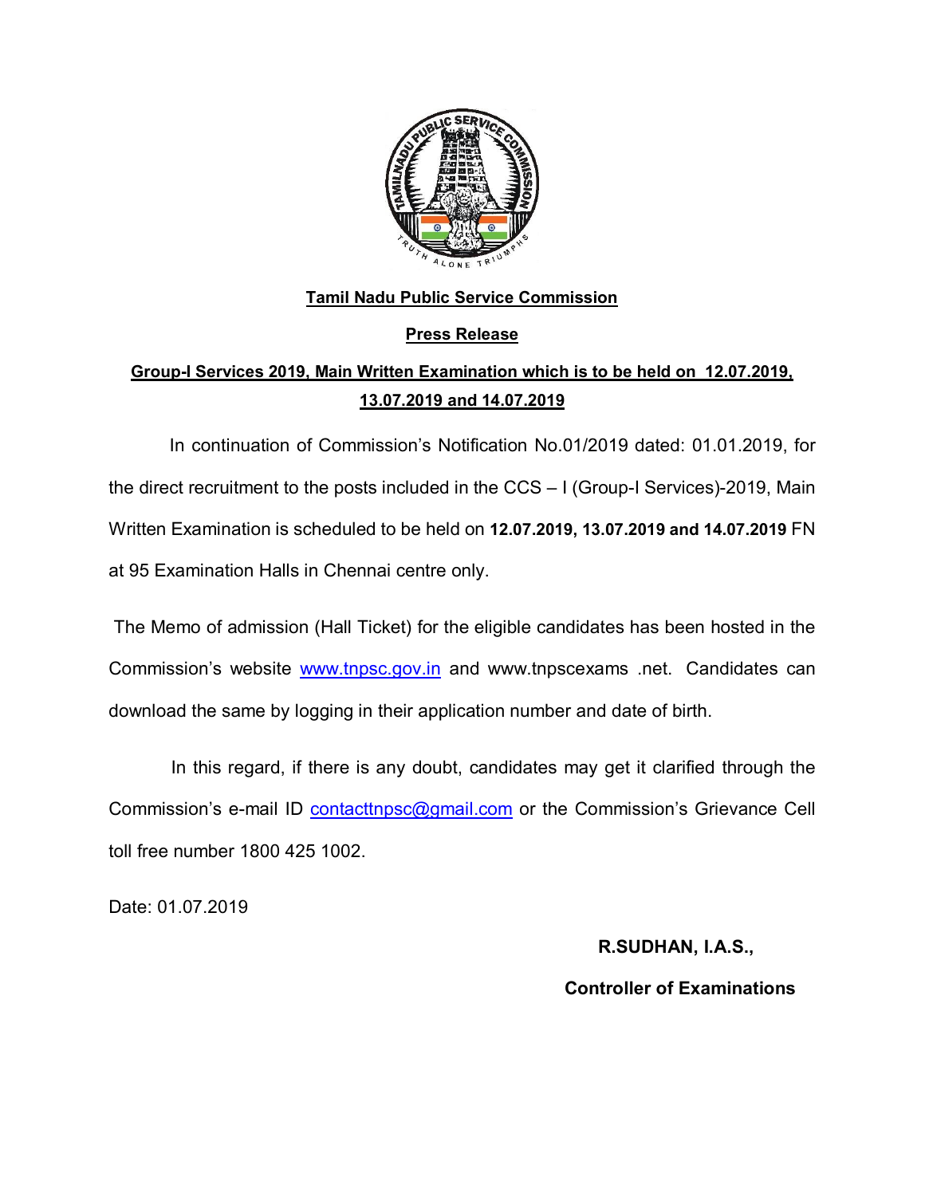**Tamil Nadu Public Service Commission**

**Press Release**

**Group-I Services 2019, Main Written Examination which is to be held on 12.07.2019, 13.07.2019 and 14.07.2019**

In continuation of Commission's Notification No.01/2019 dated: 01.01.2019, for the direct recruitment to the posts included in the CCS – I (Group-I Services)-2019, Main Written Examination is scheduled to be held on **12.07.2019, 13.07.2019 and 14.07.2019** FN at 95 Examination Halls in Chennai centre only.

The Memo of admission (Hall Ticket) for the eligible candidates has been hosted in the Commission's website www.tnpsc.gov.in and www.tnpscexams .net. Candidates can download the same by logging in their application number and date of birth.

In this regard, if there is any doubt, candidates may get it clarified through the Commission's e-mail ID contacttnpsc@gmail.com or the Commission's Grievance Cell toll free number 1800 425 1002.

Date: 01.07.2019

**R.SUDHAN, I.A.S.,**

**Controller of Examinations**